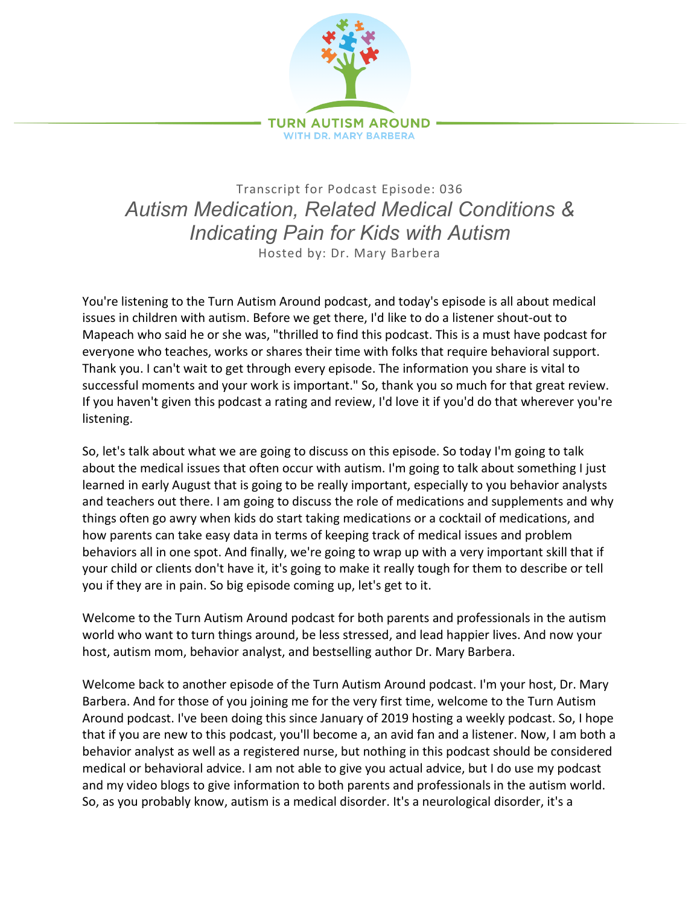Transcript for Podcast Episode: 036

# *Autism Medication, Related Medical Conditions & Indicating Pain for Kids with Autism*

Hosted by: Dr. Mary Barbera

You're listening to the Turn Autism Around podcast, and today's episode is all about medical issues in children with autism. Before we get there, I'd like to do a listener shout-out to Mapeach who said he or she was, "thrilled to find this podcast. This is a must have podcast for everyone who teaches, works or shares their time with folks that require behavioral support. Thank you. I can't wait to get through every episode. The information you share is vital to successful moments and your work is important." So, thank you so much for that great review. If you haven't given this podcast a rating and review, I'd love it if you'd do that wherever you're listening.

So, let's talk about what we are going to discuss on this episode. So today I'm going to talk about the medical issues that often occur with autism. I'm going to talk about something I just learned in early August that is going to be really important, especially to you behavior analysts and teachers out there. I am going to discuss the role of medications and supplements and why things often go awry when kids do start taking medications or a cocktail of medications, and how parents can take easy data in terms of keeping track of medical issues and problem behaviors all in one spot. And finally, we're going to wrap up with a very important skill that if your child or clients don't have it, it's going to make it really tough for them to describe or tell you if they are in pain. So big episode coming up, let's get to it.

Welcome to the Turn Autism Around podcast for both parents and professionals in the autism world who want to turn things around, be less stressed, and lead happier lives. And now your host, autism mom, behavior analyst, and bestselling author Dr. Mary Barbera.

Welcome back to another episode of the Turn Autism Around podcast. I'm your host, Dr. Mary Barbera. And for those of you joining me for the very first time, welcome to the Turn Autism Around podcast. I've been doing this since January of 2019 hosting a weekly podcast. So, I hope that if you are new to this podcast, you'll become a, an avid fan and a listener. Now, I am both a behavior analyst as well as a registered nurse, but nothing in this podcast should be considered medical or behavioral advice. I am not able to give you actual advice, but I do use my podcast and my video blogs to give information to both parents and professionals in the autism world. So, as you probably know, autism is a medical disorder. It's a neurological disorder, it's a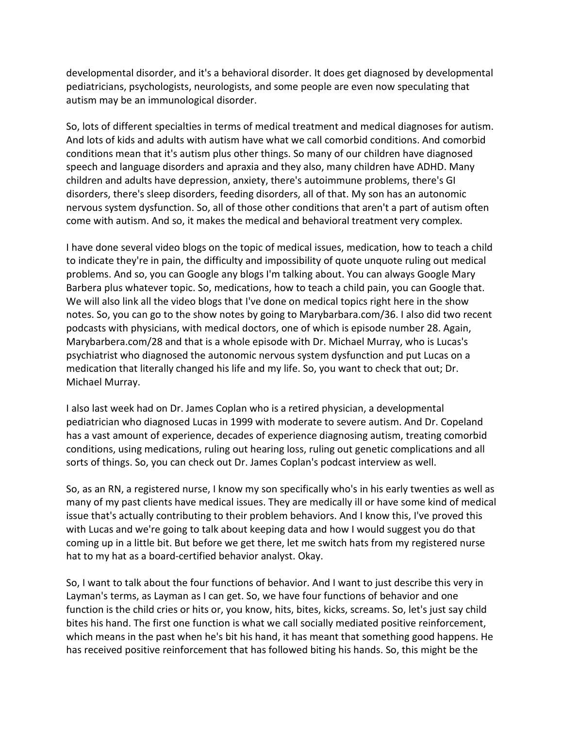developmental disorder, and it's a behavioral disorder. It does get diagnosed by developmental pediatricians, psychologists, neurologists, and some people are even now speculating that autism may be an immunological disorder.

So, lots of different specialties in terms of medical treatment and medical diagnoses for autism. And lots of kids and adults with autism have what we call comorbid conditions. And comorbid conditions mean that it's autism plus other things. So many of our children have diagnosed speech and language disorders and apraxia and they also, many children have ADHD. Many children and adults have depression, anxiety, there's autoimmune problems, there's GI disorders, there's sleep disorders, feeding disorders, all of that. My son has an autonomic nervous system dysfunction. So, all of those other conditions that aren't a part of autism often come with autism. And so, it makes the medical and behavioral treatment very complex.

I have done several video blogs on the topic of medical issues, medication, how to teach a child to indicate they're in pain, the difficulty and impossibility of quote unquote ruling out medical problems. And so, you can Google any blogs I'm talking about. You can always Google Mary Barbera plus whatever topic. So, medications, how to teach a child pain, you can Google that. We will also link all the video blogs that I've done on medical topics right here in the show notes. So, you can go to the show notes by going to Marybarbara.com/36. I also did two recent podcasts with physicians, with medical doctors, one of which is episode number 28. Again, Marybarbera.com/28 and that is a whole episode with Dr. Michael Murray, who is Lucas's psychiatrist who diagnosed the autonomic nervous system dysfunction and put Lucas on a medication that literally changed his life and my life. So, you want to check that out; Dr. Michael Murray.

I also last week had on Dr. James Coplan who is a retired physician, a developmental pediatrician who diagnosed Lucas in 1999 with moderate to severe autism. And Dr. Copeland has a vast amount of experience, decades of experience diagnosing autism, treating comorbid conditions, using medications, ruling out hearing loss, ruling out genetic complications and all sorts of things. So, you can check out Dr. James Coplan's podcast interview as well.

So, as an RN, a registered nurse, I know my son specifically who's in his early twenties as well as many of my past clients have medical issues. They are medically ill or have some kind of medical issue that's actually contributing to their problem behaviors. And I know this, I've proved this with Lucas and we're going to talk about keeping data and how I would suggest you do that coming up in a little bit. But before we get there, let me switch hats from my registered nurse hat to my hat as a board-certified behavior analyst. Okay.

So, I want to talk about the four functions of behavior. And I want to just describe this very in Layman's terms, as Layman as I can get. So, we have four functions of behavior and one function is the child cries or hits or, you know, hits, bites, kicks, screams. So, let's just say child bites his hand. The first one function is what we call socially mediated positive reinforcement, which means in the past when he's bit his hand, it has meant that something good happens. He has received positive reinforcement that has followed biting his hands. So, this might be the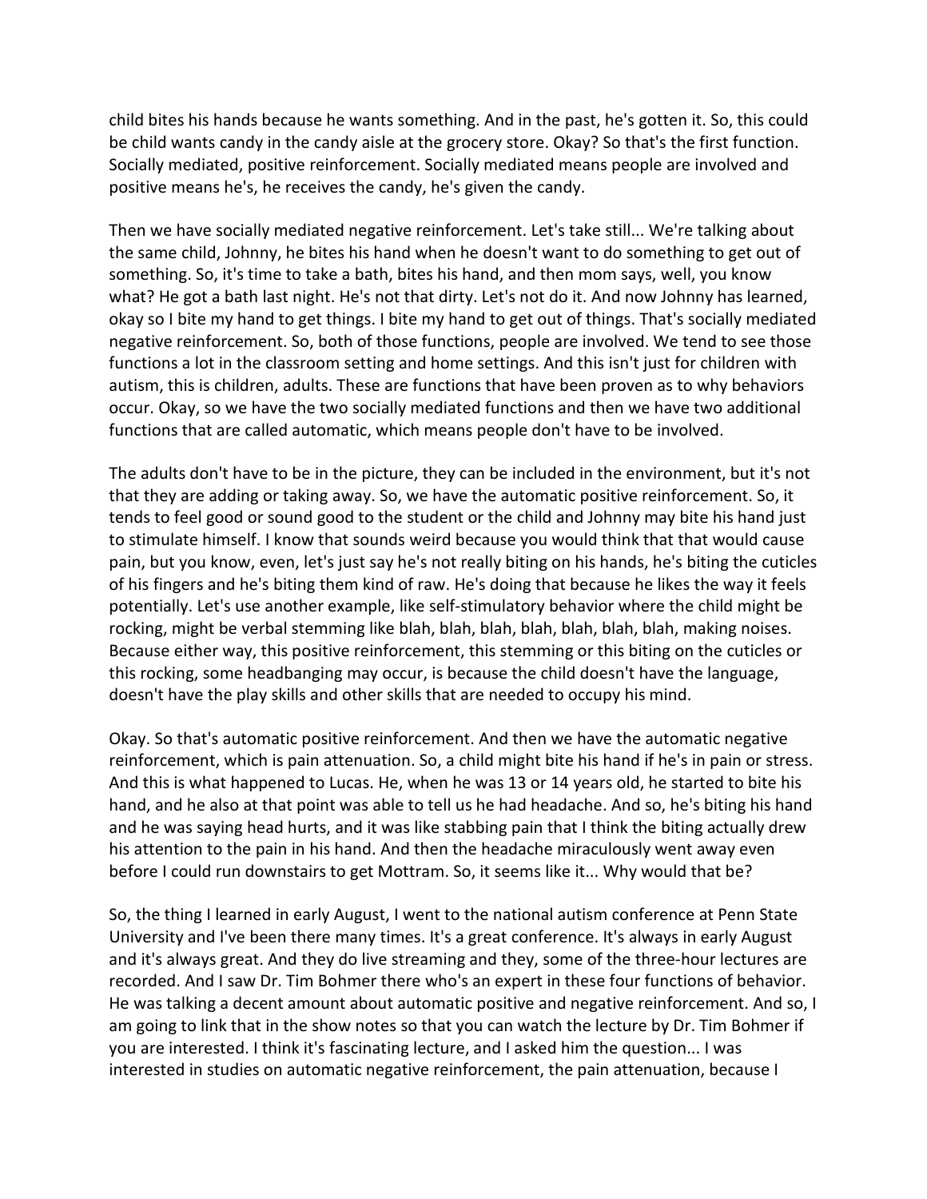child bites his hands because he wants something. And in the past, he's gotten it. So, this could be child wants candy in the candy aisle at the grocery store. Okay? So that's the first function. Socially mediated, positive reinforcement. Socially mediated means people are involved and positive means he's, he receives the candy, he's given the candy.

Then we have socially mediated negative reinforcement. Let's take still... We're talking about the same child, Johnny, he bites his hand when he doesn't want to do something to get out of something. So, it's time to take a bath, bites his hand, and then mom says, well, you know what? He got a bath last night. He's not that dirty. Let's not do it. And now Johnny has learned, okay so I bite my hand to get things. I bite my hand to get out of things. That's socially mediated negative reinforcement. So, both of those functions, people are involved. We tend to see those functions a lot in the classroom setting and home settings. And this isn't just for children with autism, this is children, adults. These are functions that have been proven as to why behaviors occur. Okay, so we have the two socially mediated functions and then we have two additional functions that are called automatic, which means people don't have to be involved.

The adults don't have to be in the picture, they can be included in the environment, but it's not that they are adding or taking away. So, we have the automatic positive reinforcement. So, it tends to feel good or sound good to the student or the child and Johnny may bite his hand just to stimulate himself. I know that sounds weird because you would think that that would cause pain, but you know, even, let's just say he's not really biting on his hands, he's biting the cuticles of his fingers and he's biting them kind of raw. He's doing that because he likes the way it feels potentially. Let's use another example, like self-stimulatory behavior where the child might be rocking, might be verbal stemming like blah, blah, blah, blah, blah, blah, blah, making noises. Because either way, this positive reinforcement, this stemming or this biting on the cuticles or this rocking, some headbanging may occur, is because the child doesn't have the language, doesn't have the play skills and other skills that are needed to occupy his mind.

Okay. So that's automatic positive reinforcement. And then we have the automatic negative reinforcement, which is pain attenuation. So, a child might bite his hand if he's in pain or stress. And this is what happened to Lucas. He, when he was 13 or 14 years old, he started to bite his hand, and he also at that point was able to tell us he had headache. And so, he's biting his hand and he was saying head hurts, and it was like stabbing pain that I think the biting actually drew his attention to the pain in his hand. And then the headache miraculously went away even before I could run downstairs to get Mottram. So, it seems like it... Why would that be?

So, the thing I learned in early August, I went to the national autism conference at Penn State University and I've been there many times. It's a great conference. It's always in early August and it's always great. And they do live streaming and they, some of the three-hour lectures are recorded. And I saw Dr. Tim Bohmer there who's an expert in these four functions of behavior. He was talking a decent amount about automatic positive and negative reinforcement. And so, I am going to link that in the show notes so that you can watch the lecture by Dr. Tim Bohmer if you are interested. I think it's fascinating lecture, and I asked him the question... I was interested in studies on automatic negative reinforcement, the pain attenuation, because I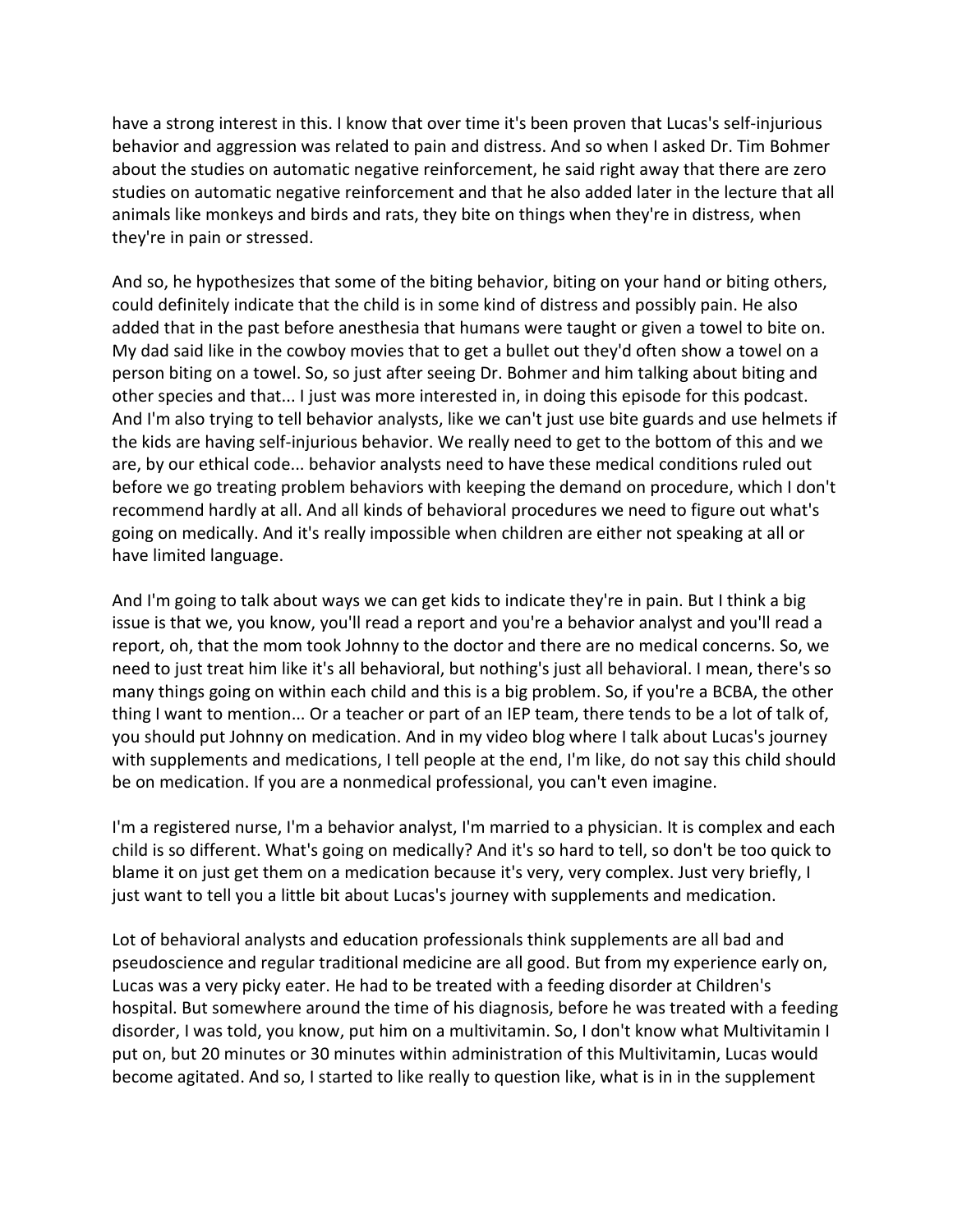have a strong interest in this. I know that over time it's been proven that Lucas's self-injurious behavior and aggression was related to pain and distress. And so when I asked Dr. Tim Bohmer about the studies on automatic negative reinforcement, he said right away that there are zero studies on automatic negative reinforcement and that he also added later in the lecture that all animals like monkeys and birds and rats, they bite on things when they're in distress, when they're in pain or stressed.

And so, he hypothesizes that some of the biting behavior, biting on your hand or biting others, could definitely indicate that the child is in some kind of distress and possibly pain. He also added that in the past before anesthesia that humans were taught or given a towel to bite on. My dad said like in the cowboy movies that to get a bullet out they'd often show a towel on a person biting on a towel. So, so just after seeing Dr. Bohmer and him talking about biting and other species and that... I just was more interested in, in doing this episode for this podcast. And I'm also trying to tell behavior analysts, like we can't just use bite guards and use helmets if the kids are having self-injurious behavior. We really need to get to the bottom of this and we are, by our ethical code... behavior analysts need to have these medical conditions ruled out before we go treating problem behaviors with keeping the demand on procedure, which I don't recommend hardly at all. And all kinds of behavioral procedures we need to figure out what's going on medically. And it's really impossible when children are either not speaking at all or have limited language.

And I'm going to talk about ways we can get kids to indicate they're in pain. But I think a big issue is that we, you know, you'll read a report and you're a behavior analyst and you'll read a report, oh, that the mom took Johnny to the doctor and there are no medical concerns. So, we need to just treat him like it's all behavioral, but nothing's just all behavioral. I mean, there's so many things going on within each child and this is a big problem. So, if you're a BCBA, the other thing I want to mention... Or a teacher or part of an IEP team, there tends to be a lot of talk of, you should put Johnny on medication. And in my video blog where I talk about Lucas's journey with supplements and medications, I tell people at the end, I'm like, do not say this child should be on medication. If you are a nonmedical professional, you can't even imagine.

I'm a registered nurse, I'm a behavior analyst, I'm married to a physician. It is complex and each child is so different. What's going on medically? And it's so hard to tell, so don't be too quick to blame it on just get them on a medication because it's very, very complex. Just very briefly, I just want to tell you a little bit about Lucas's journey with supplements and medication.

Lot of behavioral analysts and education professionals think supplements are all bad and pseudoscience and regular traditional medicine are all good. But from my experience early on, Lucas was a very picky eater. He had to be treated with a feeding disorder at Children's hospital. But somewhere around the time of his diagnosis, before he was treated with a feeding disorder, I was told, you know, put him on a multivitamin. So, I don't know what Multivitamin I put on, but 20 minutes or 30 minutes within administration of this Multivitamin, Lucas would become agitated. And so, I started to like really to question like, what is in in the supplement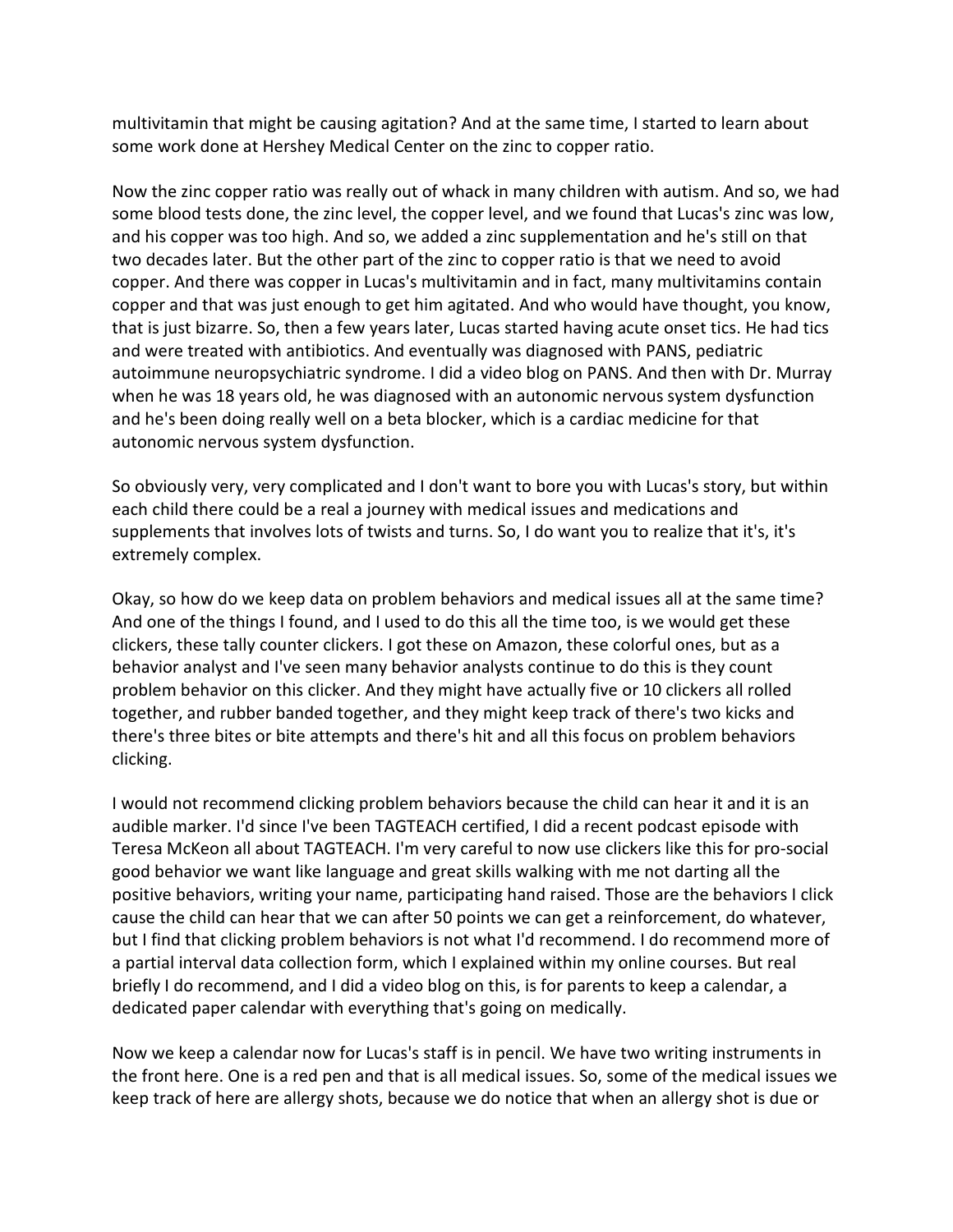multivitamin that might be causing agitation? And at the same time, I started to learn about some work done at Hershey Medical Center on the zinc to copper ratio.

Now the zinc copper ratio was really out of whack in many children with autism. And so, we had some blood tests done, the zinc level, the copper level, and we found that Lucas's zinc was low, and his copper was too high. And so, we added a zinc supplementation and he's still on that two decades later. But the other part of the zinc to copper ratio is that we need to avoid copper. And there was copper in Lucas's multivitamin and in fact, many multivitamins contain copper and that was just enough to get him agitated. And who would have thought, you know, that is just bizarre. So, then a few years later, Lucas started having acute onset tics. He had tics and were treated with antibiotics. And eventually was diagnosed with PANS, pediatric autoimmune neuropsychiatric syndrome. I did a video blog on PANS. And then with Dr. Murray when he was 18 years old, he was diagnosed with an autonomic nervous system dysfunction and he's been doing really well on a beta blocker, which is a cardiac medicine for that autonomic nervous system dysfunction.

So obviously very, very complicated and I don't want to bore you with Lucas's story, but within each child there could be a real a journey with medical issues and medications and supplements that involves lots of twists and turns. So, I do want you to realize that it's, it's extremely complex.

Okay, so how do we keep data on problem behaviors and medical issues all at the same time? And one of the things I found, and I used to do this all the time too, is we would get these clickers, these tally counter clickers. I got these on Amazon, these colorful ones, but as a behavior analyst and I've seen many behavior analysts continue to do this is they count problem behavior on this clicker. And they might have actually five or 10 clickers all rolled together, and rubber banded together, and they might keep track of there's two kicks and there's three bites or bite attempts and there's hit and all this focus on problem behaviors clicking.

I would not recommend clicking problem behaviors because the child can hear it and it is an audible marker. I'd since I've been TAGTEACH certified, I did a recent podcast episode with Teresa McKeon all about TAGTEACH. I'm very careful to now use clickers like this for pro-social good behavior we want like language and great skills walking with me not darting all the positive behaviors, writing your name, participating hand raised. Those are the behaviors I click cause the child can hear that we can after 50 points we can get a reinforcement, do whatever, but I find that clicking problem behaviors is not what I'd recommend. I do recommend more of a partial interval data collection form, which I explained within my online courses. But real briefly I do recommend, and I did a video blog on this, is for parents to keep a calendar, a dedicated paper calendar with everything that's going on medically.

Now we keep a calendar now for Lucas's staff is in pencil. We have two writing instruments in the front here. One is a red pen and that is all medical issues. So, some of the medical issues we keep track of here are allergy shots, because we do notice that when an allergy shot is due or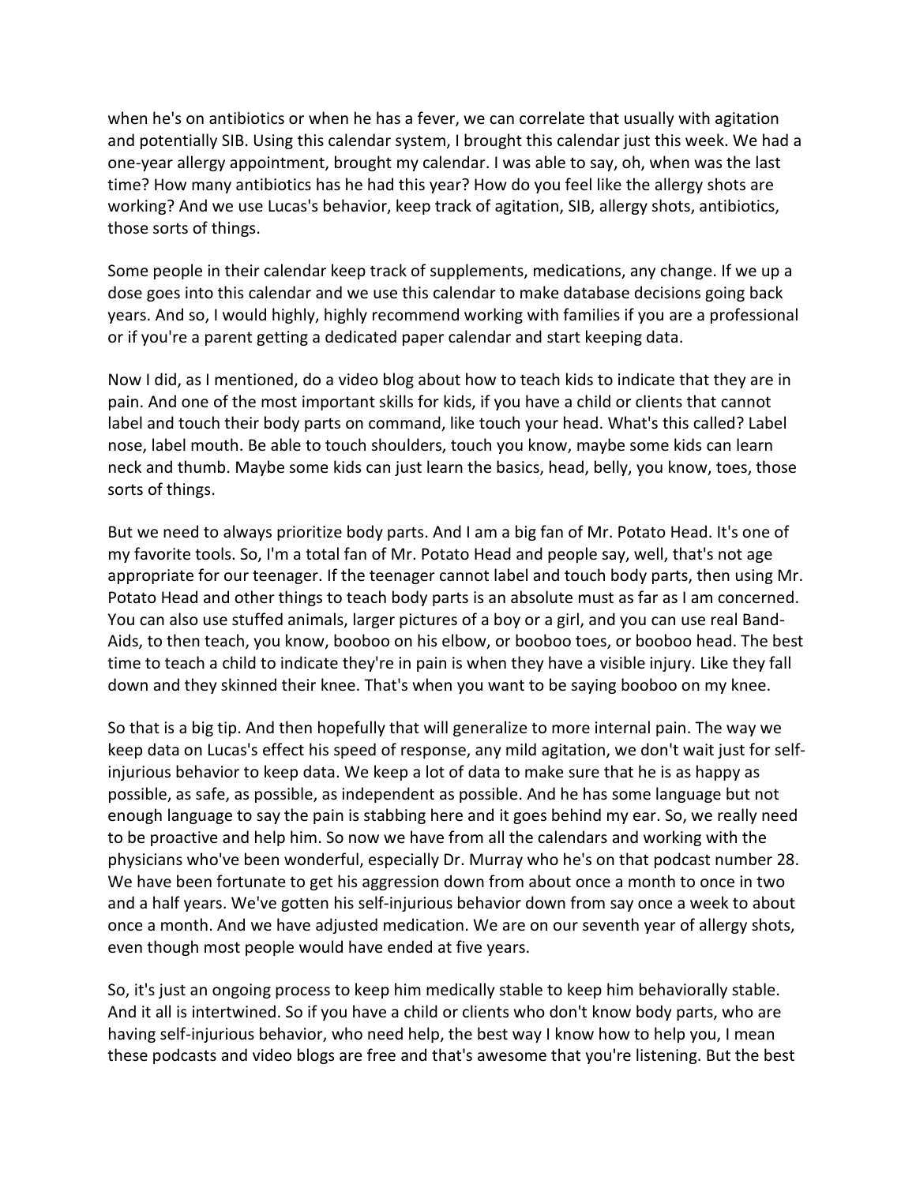when he's on antibiotics or when he has a fever, we can correlate that usually with agitation and potentially SIB. Using this calendar system, I brought this calendar just this week. We had a one-year allergy appointment, brought my calendar. I was able to say, oh, when was the last time? How many antibiotics has he had this year? How do you feel like the allergy shots are working? And we use Lucas's behavior, keep track of agitation, SIB, allergy shots, antibiotics, those sorts of things.

Some people in their calendar keep track of supplements, medications, any change. If we up a dose goes into this calendar and we use this calendar to make database decisions going back years. And so, I would highly, highly recommend working with families if you are a professional or if you're a parent getting a dedicated paper calendar and start keeping data.

Now I did, as I mentioned, do a video blog about how to teach kids to indicate that they are in pain. And one of the most important skills for kids, if you have a child or clients that cannot label and touch their body parts on command, like touch your head. What's this called? Label nose, label mouth. Be able to touch shoulders, touch you know, maybe some kids can learn neck and thumb. Maybe some kids can just learn the basics, head, belly, you know, toes, those sorts of things.

But we need to always prioritize body parts. And I am a big fan of Mr. Potato Head. It's one of my favorite tools. So, I'm a total fan of Mr. Potato Head and people say, well, that's not age appropriate for our teenager. If the teenager cannot label and touch body parts, then using Mr. Potato Head and other things to teach body parts is an absolute must as far as I am concerned. You can also use stuffed animals, larger pictures of a boy or a girl, and you can use real Band-Aids, to then teach, you know, booboo on his elbow, or booboo toes, or booboo head. The best time to teach a child to indicate they're in pain is when they have a visible injury. Like they fall down and they skinned their knee. That's when you want to be saying booboo on my knee.

So that is a big tip. And then hopefully that will generalize to more internal pain. The way we keep data on Lucas's effect his speed of response, any mild agitation, we don't wait just for self-injurious behavior to keep data. We keep a lot of data to make sure that he is as happy as possible, as safe, as possible, as independent as possible. And he has some language but not enough language to say the pain is stabbing here and it goes behind my ear. So, we really need to be proactive and help him. So now we have from all the calendars and working with the physicians who've been wonderful, especially Dr. Murray who he's on that podcast number 28. We have been fortunate to get his aggression down from about once a month to once in two and a half years. We've gotten his self-injurious behavior down from say once a week to about once a month. And we have adjusted medication. We are on our seventh year of allergy shots, even though most people would have ended at five years.

So, it's just an ongoing process to keep him medically stable to keep him behaviorally stable. And it all is intertwined. So if you have a child or clients who don't know body parts, who are having self-injurious behavior, who need help, the best way I know how to help you, I mean these podcasts and video blogs are free and that's awesome that you're listening. But the best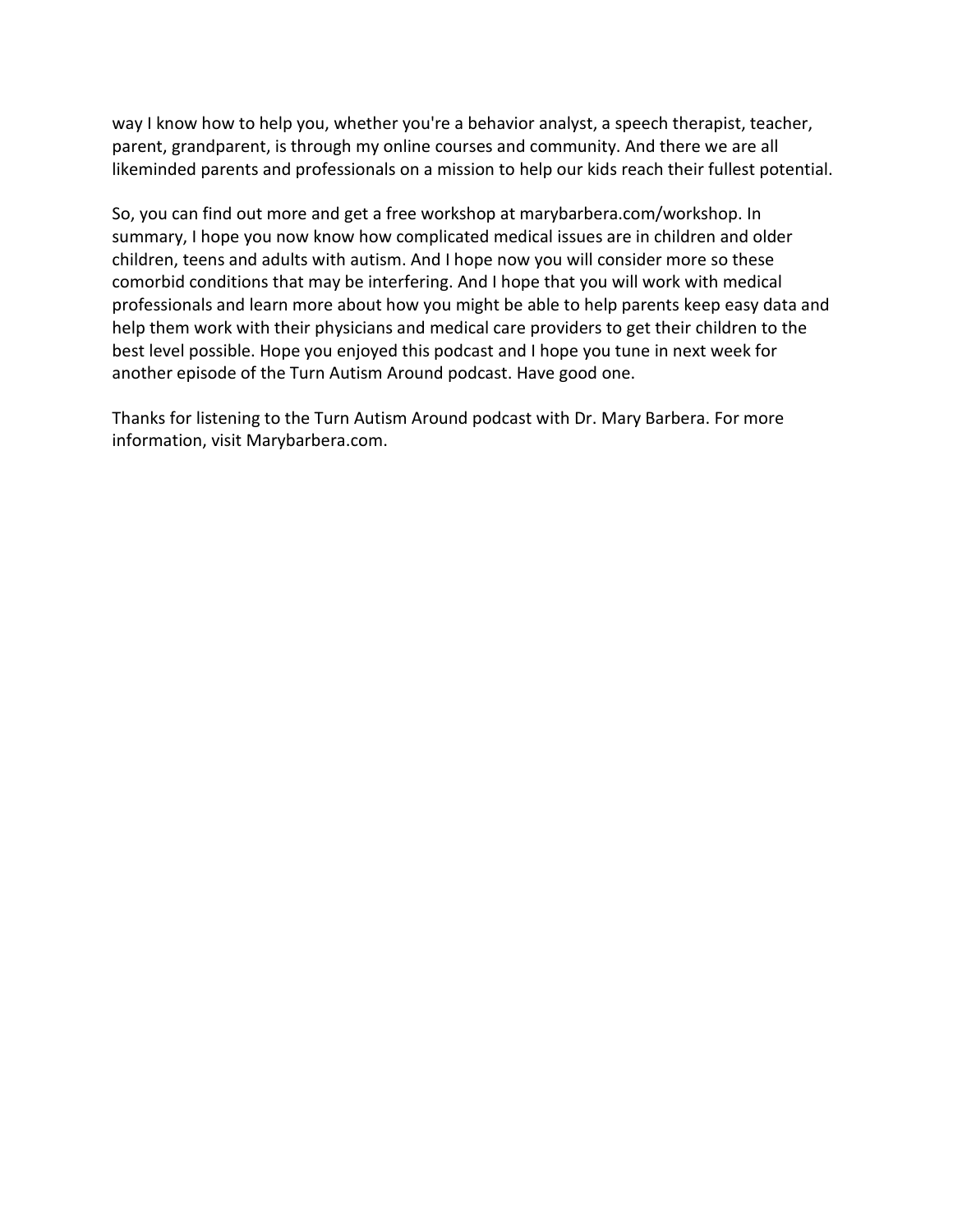way I know how to help you, whether you're a behavior analyst, a speech therapist, teacher, parent, grandparent, is through my online courses and community. And there we are all likeminded parents and professionals on a mission to help our kids reach their fullest potential.

So, you can find out more and get a free workshop at marybarbera.com/workshop. In summary, I hope you now know how complicated medical issues are in children and older children, teens and adults with autism. And I hope now you will consider more so these comorbid conditions that may be interfering. And I hope that you will work with medical professionals and learn more about how you might be able to help parents keep easy data and help them work with their physicians and medical care providers to get their children to the best level possible. Hope you enjoyed this podcast and I hope you tune in next week for another episode of the Turn Autism Around podcast. Have good one.

Thanks for listening to the Turn Autism Around podcast with Dr. Mary Barbera. For more information, visit Marybarbera.com.